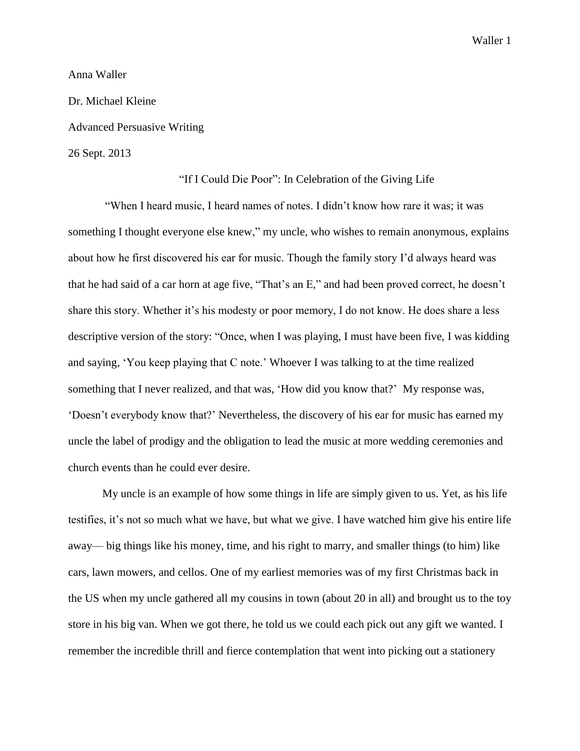Anna Waller

Dr. Michael Kleine

Advanced Persuasive Writing

26 Sept. 2013

# "If I Could Die Poor": In Celebration of the Giving Life

"When I heard music, I heard names of notes. I didn't know how rare it was; it was something I thought everyone else knew," my uncle, who wishes to remain anonymous, explains about how he first discovered his ear for music. Though the family story I'd always heard was that he had said of a car horn at age five, "That's an E," and had been proved correct, he doesn't share this story. Whether it's his modesty or poor memory, I do not know. He does share a less descriptive version of the story: "Once, when I was playing, I must have been five, I was kidding and saying, 'You keep playing that C note.' Whoever I was talking to at the time realized something that I never realized, and that was, 'How did you know that?' My response was, 'Doesn't everybody know that?' Nevertheless, the discovery of his ear for music has earned my uncle the label of prodigy and the obligation to lead the music at more wedding ceremonies and church events than he could ever desire.

My uncle is an example of how some things in life are simply given to us. Yet, as his life testifies, it's not so much what we have, but what we give. I have watched him give his entire life away— big things like his money, time, and his right to marry, and smaller things (to him) like cars, lawn mowers, and cellos. One of my earliest memories was of my first Christmas back in the US when my uncle gathered all my cousins in town (about 20 in all) and brought us to the toy store in his big van. When we got there, he told us we could each pick out any gift we wanted. I remember the incredible thrill and fierce contemplation that went into picking out a stationery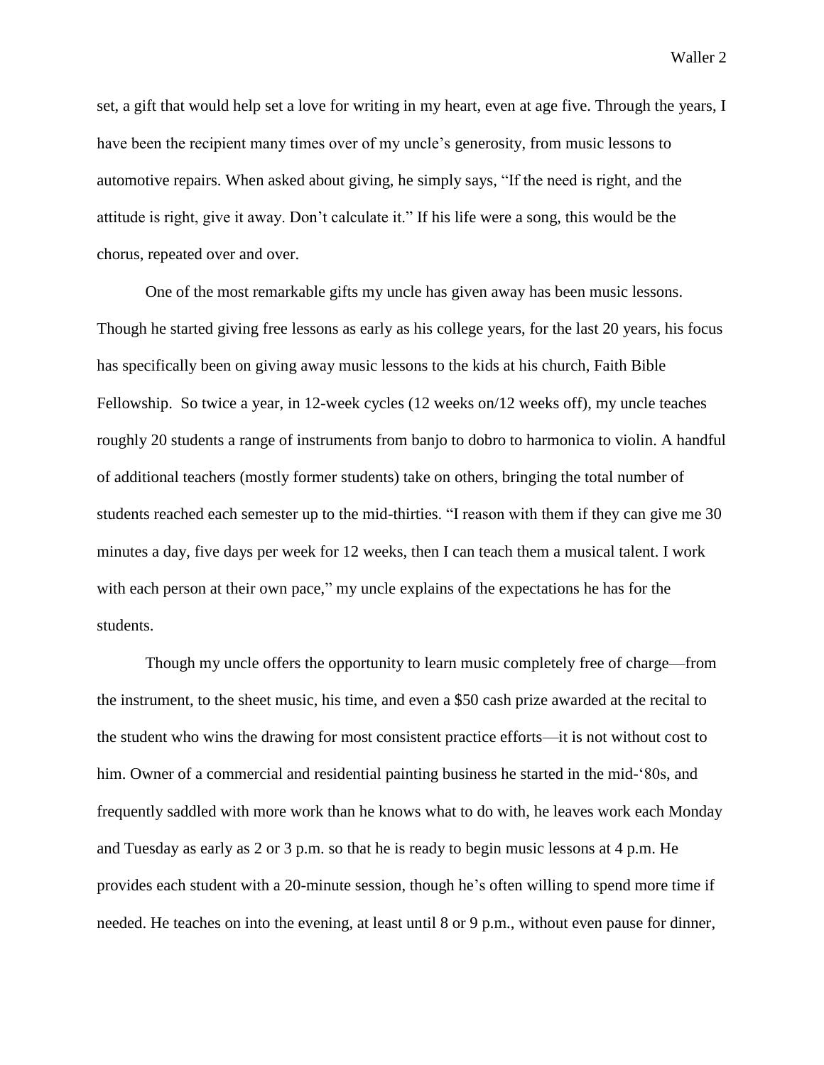set, a gift that would help set a love for writing in my heart, even at age five. Through the years, I have been the recipient many times over of my uncle's generosity, from music lessons to automotive repairs. When asked about giving, he simply says, "If the need is right, and the attitude is right, give it away. Don't calculate it." If his life were a song, this would be the chorus, repeated over and over.

One of the most remarkable gifts my uncle has given away has been music lessons. Though he started giving free lessons as early as his college years, for the last 20 years, his focus has specifically been on giving away music lessons to the kids at his church, Faith Bible Fellowship.  So twice a year, in 12-week cycles (12 weeks on/12 weeks off), my uncle teaches roughly 20 students a range of instruments from banjo to dobro to harmonica to violin. A handful of additional teachers (mostly former students) take on others, bringing the total number of students reached each semester up to the mid-thirties. "I reason with them if they can give me 30 minutes a day, five days per week for 12 weeks, then I can teach them a musical talent. I work with each person at their own pace," my uncle explains of the expectations he has for the students.

Though my uncle offers the opportunity to learn music completely free of charge—from the instrument, to the sheet music, his time, and even a $50 cash prize awarded at the recital to the student who wins the drawing for most consistent practice efforts—it is not without cost to him. Owner of a commercial and residential painting business he started in the mid-'80s, and frequently saddled with more work than he knows what to do with, he leaves work each Monday and Tuesday as early as 2 or 3 p.m. so that he is ready to begin music lessons at 4 p.m. He provides each student with a 20-minute session, though he's often willing to spend more time if needed. He teaches on into the evening, at least until 8 or 9 p.m., without even pause for dinner,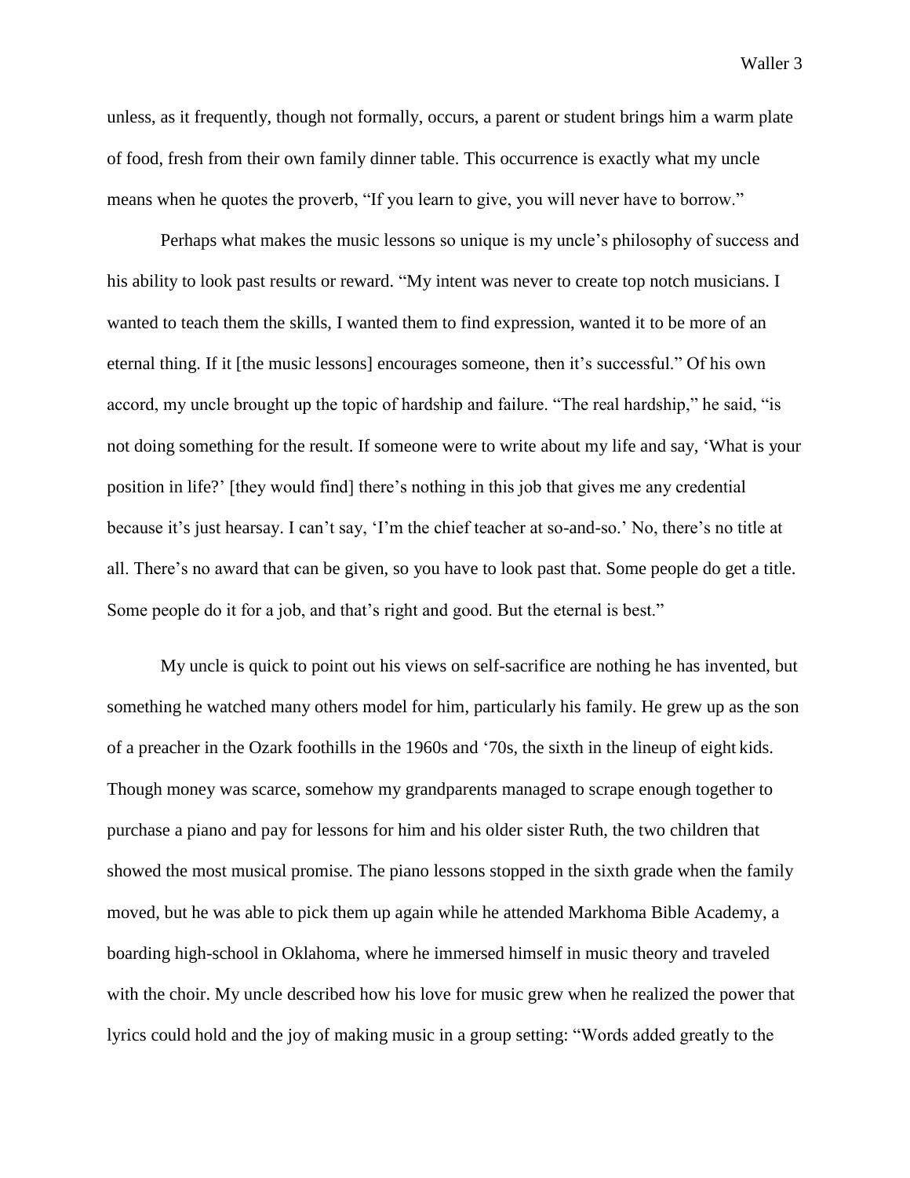unless, as it frequently, though not formally, occurs, a parent or student brings him a warm plate of food, fresh from their own family dinner table. This occurrence is exactly what my uncle means when he quotes the proverb, “If you learn to give, you will never have to borrow.”

Perhaps what makes the music lessons so unique is my uncle’s philosophy of success and his ability to look past results or reward. “My intent was never to create top notch musicians. I wanted to teach them the skills, I wanted them to find expression, wanted it to be more of an eternal thing. If it [the music lessons] encourages someone, then it’s successful.” Of his own accord, my uncle brought up the topic of hardship and failure. “The real hardship,” he said, “is not doing something for the result. If someone were to write about my life and say, ‘What is your position in life?’ [they would find] there’s nothing in this job that gives me any credential because it’s just hearsay. I can’t say, ‘I’m the chief teacher at so-and-so.’ No, there’s no title at all. There’s no award that can be given, so you have to look past that. Some people do get a title. Some people do it for a job, and that’s right and good. But the eternal is best.”

My uncle is quick to point out his views on self-sacrifice are nothing he has invented, but something he watched many others model for him, particularly his family. He grew up as the son of a preacher in the Ozark foothills in the 1960s and ‘70s, the sixth in the lineup of eight kids. Though money was scarce, somehow my grandparents managed to scrape enough together to purchase a piano and pay for lessons for him and his older sister Ruth, the two children that showed the most musical promise. The piano lessons stopped in the sixth grade when the family moved, but he was able to pick them up again while he attended Markhoma Bible Academy, a boarding high-school in Oklahoma, where he immersed himself in music theory and traveled with the choir. My uncle described how his love for music grew when he realized the power that lyrics could hold and the joy of making music in a group setting: “Words added greatly to the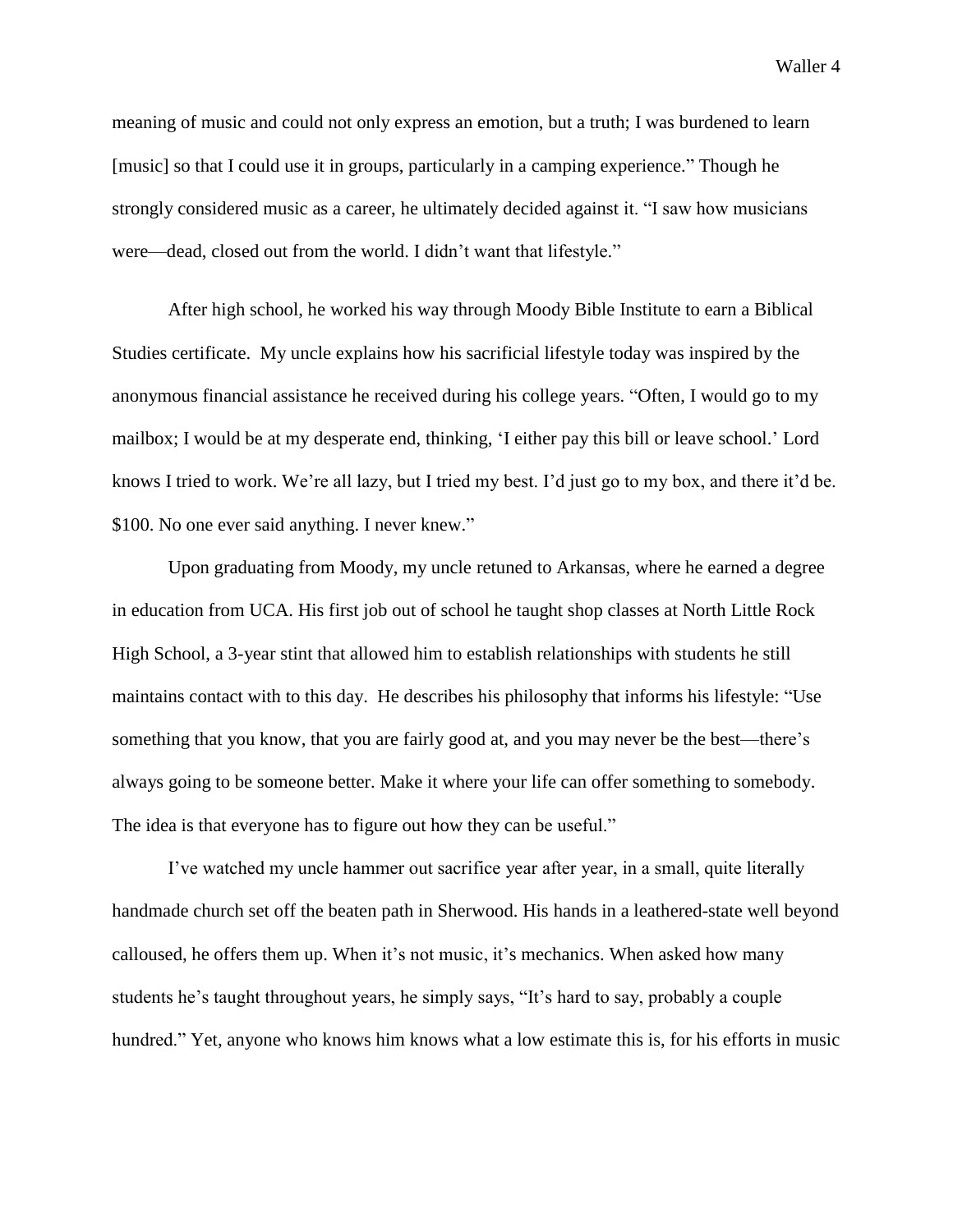meaning of music and could not only express an emotion, but a truth; I was burdened to learn [music] so that I could use it in groups, particularly in a camping experience." Though he strongly considered music as a career, he ultimately decided against it. "I saw how musicians were—dead, closed out from the world. I didn't want that lifestyle."

After high school, he worked his way through Moody Bible Institute to earn a Biblical Studies certificate. My uncle explains how his sacrificial lifestyle today was inspired by the anonymous financial assistance he received during his college years. "Often, I would go to my mailbox; I would be at my desperate end, thinking, 'I either pay this bill or leave school.' Lord knows I tried to work. We're all lazy, but I tried my best. I'd just go to my box, and there it'd be. $100. No one ever said anything. I never knew."

Upon graduating from Moody, my uncle retuned to Arkansas, where he earned a degree in education from UCA. His first job out of school he taught shop classes at North Little Rock High School, a 3-year stint that allowed him to establish relationships with students he still maintains contact with to this day. He describes his philosophy that informs his lifestyle: "Use something that you know, that you are fairly good at, and you may never be the best—there's always going to be someone better. Make it where your life can offer something to somebody. The idea is that everyone has to figure out how they can be useful."

I've watched my uncle hammer out sacrifice year after year, in a small, quite literally handmade church set off the beaten path in Sherwood. His hands in a leathered-state well beyond calloused, he offers them up. When it's not music, it's mechanics. When asked how many students he's taught throughout years, he simply says, "It's hard to say, probably a couple hundred." Yet, anyone who knows him knows what a low estimate this is, for his efforts in music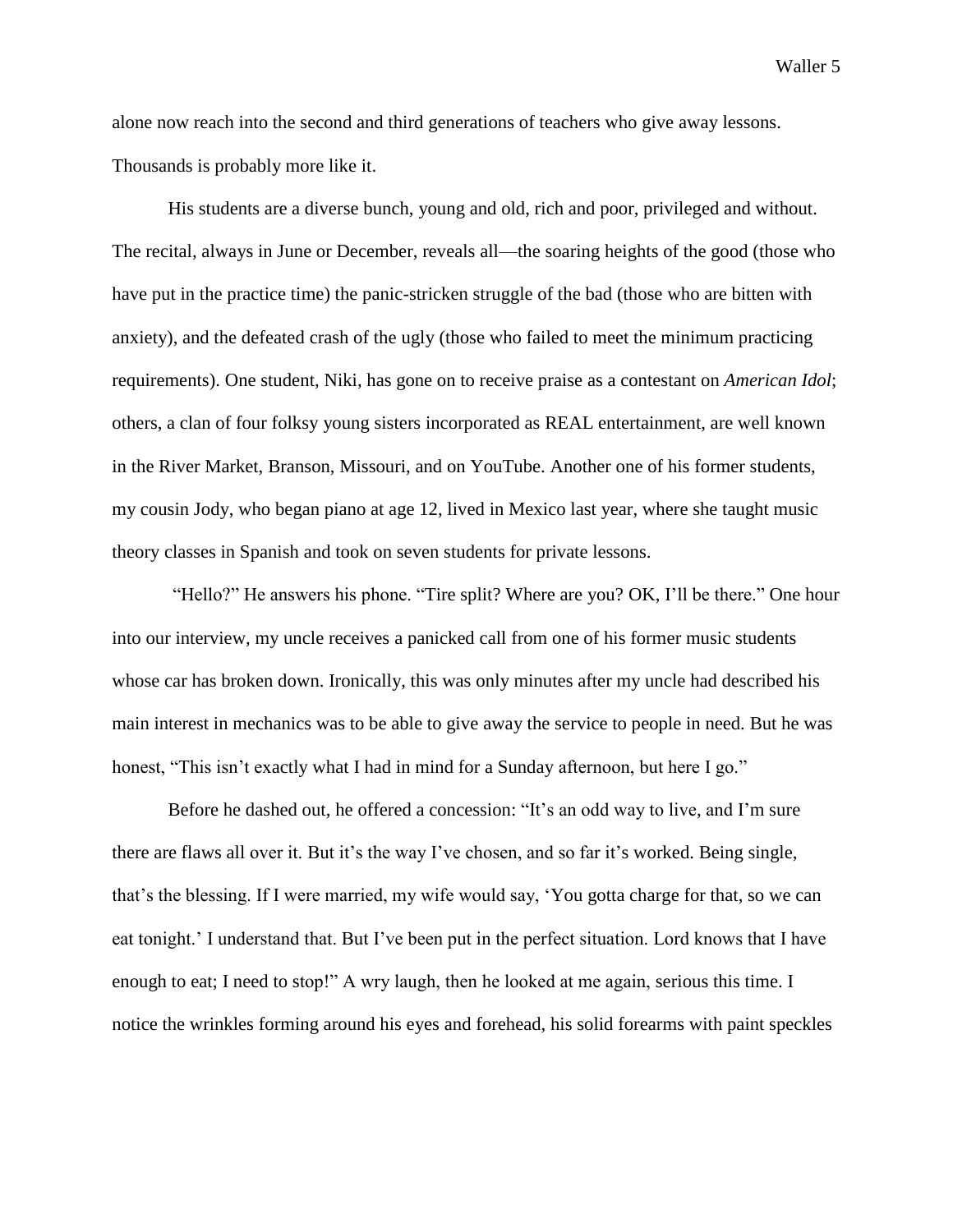alone now reach into the second and third generations of teachers who give away lessons. Thousands is probably more like it.

His students are a diverse bunch, young and old, rich and poor, privileged and without. The recital, always in June or December, reveals all—the soaring heights of the good (those who have put in the practice time) the panic-stricken struggle of the bad (those who are bitten with anxiety), and the defeated crash of the ugly (those who failed to meet the minimum practicing requirements). One student, Niki, has gone on to receive praise as a contestant on *American Idol*; others, a clan of four folksy young sisters incorporated as REAL entertainment, are well known in the River Market, Branson, Missouri, and on YouTube. Another one of his former students, my cousin Jody, who began piano at age 12, lived in Mexico last year, where she taught music theory classes in Spanish and took on seven students for private lessons.

"Hello?" He answers his phone. "Tire split? Where are you? OK, I'll be there." One hour into our interview, my uncle receives a panicked call from one of his former music students whose car has broken down. Ironically, this was only minutes after my uncle had described his main interest in mechanics was to be able to give away the service to people in need. But he was honest, "This isn't exactly what I had in mind for a Sunday afternoon, but here I go."

Before he dashed out, he offered a concession: "It's an odd way to live, and I'm sure there are flaws all over it. But it's the way I've chosen, and so far it's worked. Being single, that's the blessing. If I were married, my wife would say, 'You gotta charge for that, so we can eat tonight.' I understand that. But I've been put in the perfect situation. Lord knows that I have enough to eat; I need to stop!" A wry laugh, then he looked at me again, serious this time. I notice the wrinkles forming around his eyes and forehead, his solid forearms with paint speckles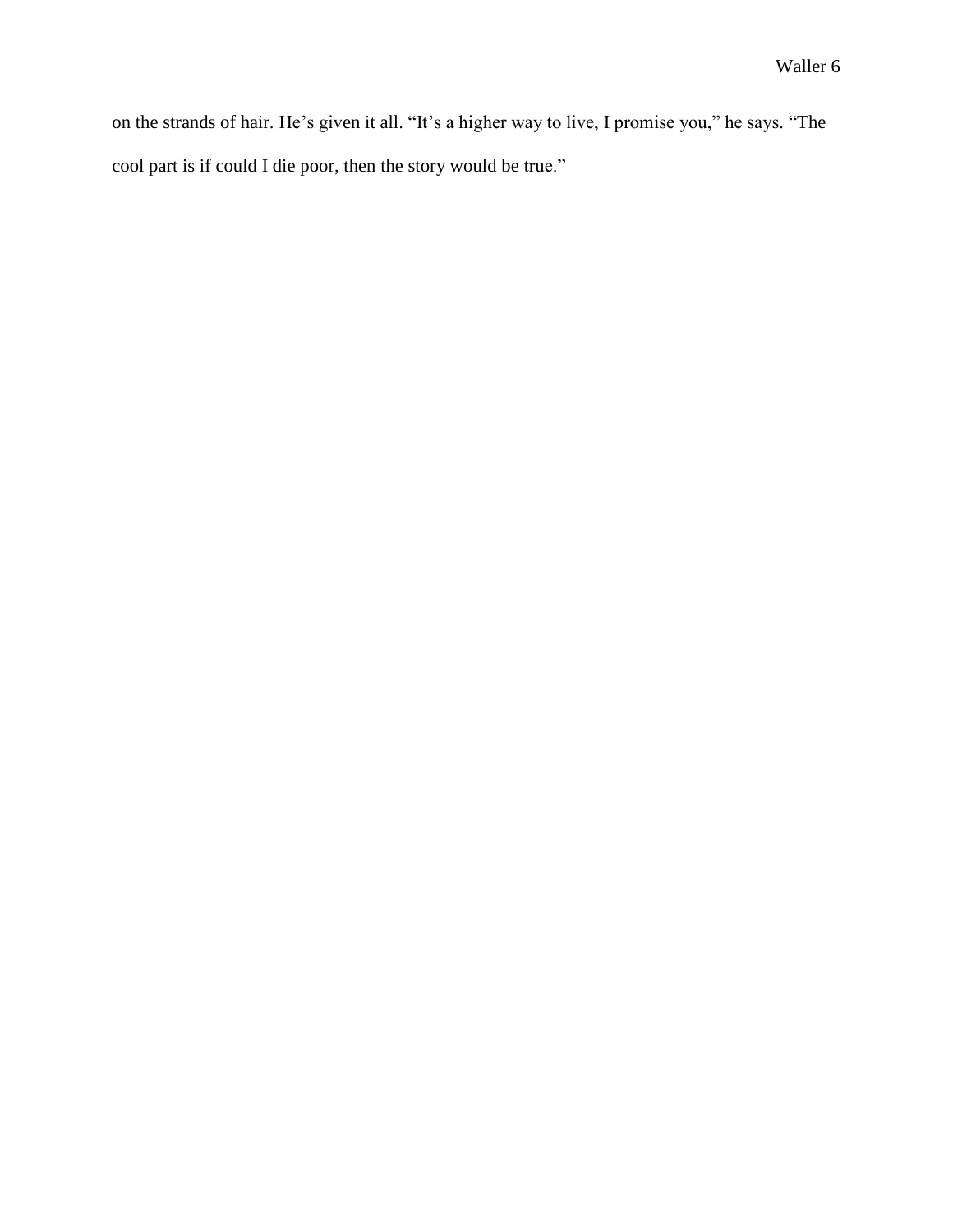on the strands of hair. He's given it all. "It's a higher way to live, I promise you," he says. "The cool part is if could I die poor, then the story would be true."